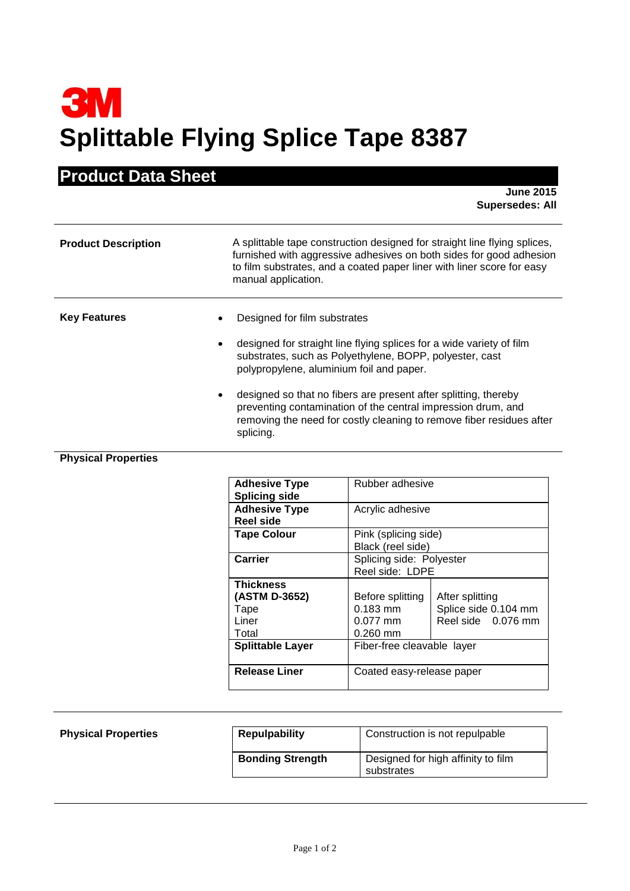3M

# Splittable Flying Splice Tape 8387

## Product Data Sheet

**June 2015**
**Supersedes: All**

**Product Description**

A splittable tape construction designed for straight line flying splices, furnished with aggressive adhesives on both sides for good adhesion to film substrates, and a coated paper liner with liner score for easy manual application.

**Key Features**

- Designed for film substrates
- designed for straight line flying splices for a wide variety of film substrates, such as Polyethylene, BOPP, polyester, cast polypropylene, aluminium foil and paper.
- designed so that no fibers are present after splitting, thereby preventing contamination of the central impression drum, and removing the need for costly cleaning to remove fiber residues after splicing.

**Physical Properties**

| | | |
|---|---|---|
| **Adhesive Type Splicing side** | Rubber adhesive | |
| **Adhesive Type Reel side** | Acrylic adhesive | |
| **Tape Colour** | Pink (splicing side)<br>Black (reel side) | |
| **Carrier** | Splicing side: Polyester<br>Reel side: LDPE | |
| **Thickness (ASTM D-3652)**<br>Tape<br>Liner<br>Total | Before splitting<br>0.183 mm<br>0.077 mm<br>0.260 mm | After splitting<br>Splice side 0.104 mm<br>Reel side 0.076 mm |
| **Splittable Layer** | Fiber-free cleavable layer | |
| **Release Liner** | Coated easy-release paper | |

**Physical Properties**

| | |
|---|---|
| **Repulpability** | Construction is not repulpable |
| **Bonding Strength** | Designed for high affinity to film substrates |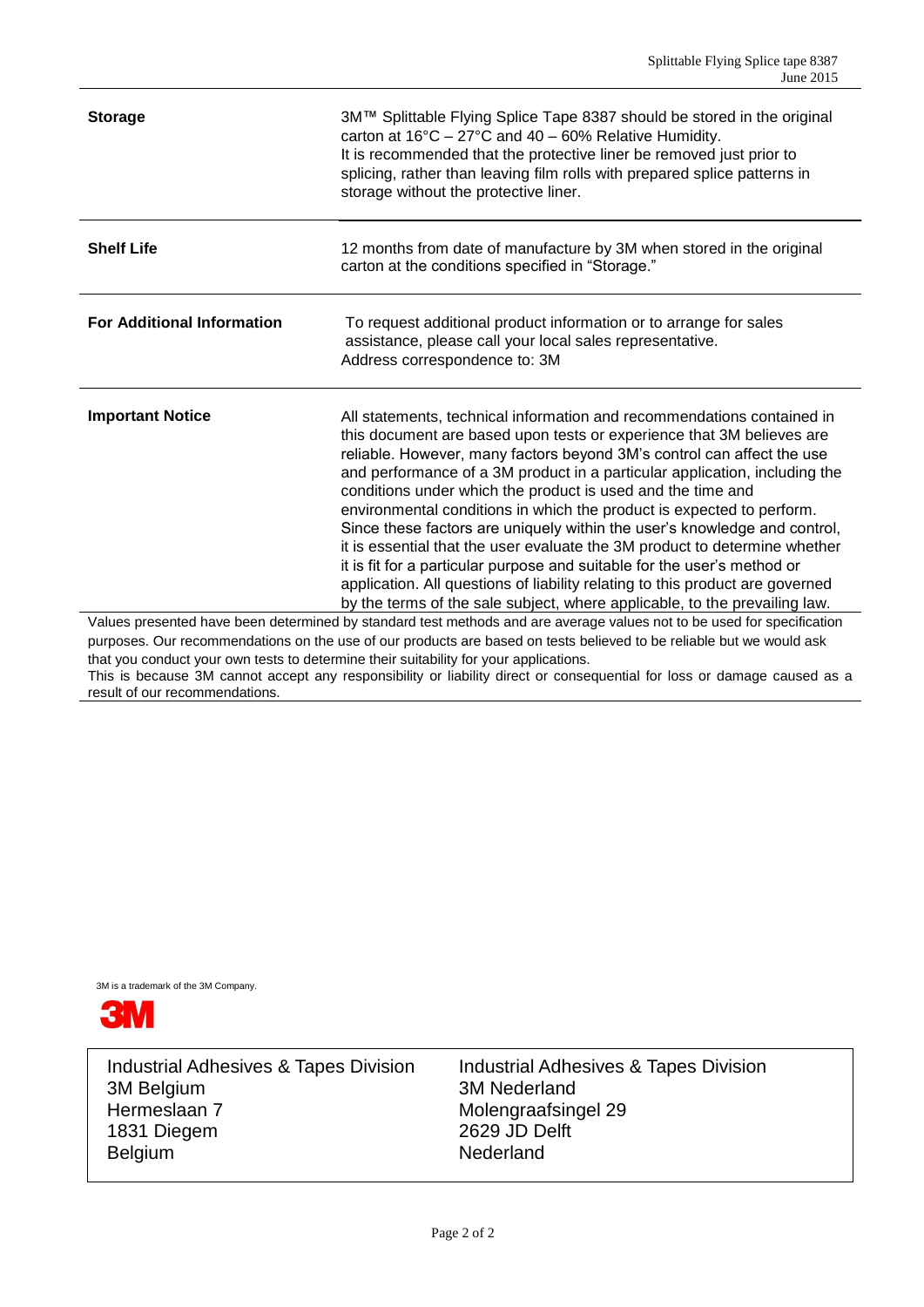| | |
|---|---|
| **Storage** | 3M™ Splittable Flying Splice Tape 8387 should be stored in the original carton at 16°C – 27°C and 40 – 60% Relative Humidity.<br>It is recommended that the protective liner be removed just prior to splicing, rather than leaving film rolls with prepared splice patterns in storage without the protective liner. |
| **Shelf Life** | 12 months from date of manufacture by 3M when stored in the original carton at the conditions specified in "Storage." |
| **For Additional Information** | To request additional product information or to arrange for sales assistance, please call your local sales representative.<br>Address correspondence to: 3M |
| **Important Notice** | All statements, technical information and recommendations contained in this document are based upon tests or experience that 3M believes are reliable. However, many factors beyond 3M's control can affect the use and performance of a 3M product in a particular application, including the conditions under which the product is used and the time and environmental conditions in which the product is expected to perform. Since these factors are uniquely within the user's knowledge and control, it is essential that the user evaluate the 3M product to determine whether it is fit for a particular purpose and suitable for the user's method or application. All questions of liability relating to this product are governed by the terms of the sale subject, where applicable, to the prevailing law. |

Values presented have been determined by standard test methods and are average values not to be used for specification purposes. Our recommendations on the use of our products are based on tests believed to be reliable but we would ask that you conduct your own tests to determine their suitability for your applications.
This is because 3M cannot accept any responsibility or liability direct or consequential for loss or damage caused as a result of our recommendations.

3M is a trademark of the 3M Company.

**3M**

Industrial Adhesives & Tapes Division
3M Belgium
Hermeslaan 7
1831 Diegem
Belgium

Industrial Adhesives & Tapes Division
3M Nederland
Molengraafsingel 29
2629 JD Delft
Nederland